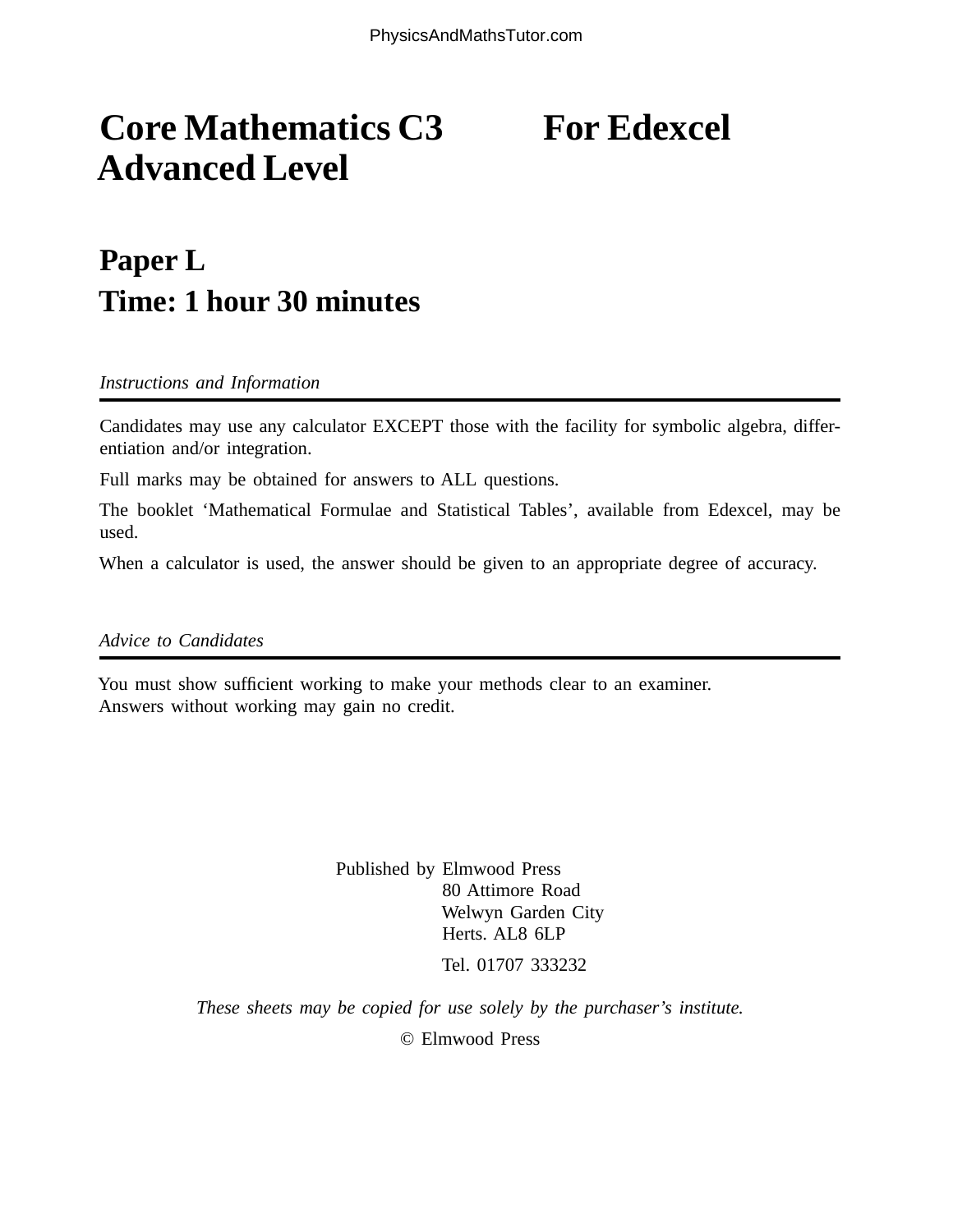# Core Mathematics C3 For Edexcel Advanced Level

## Paper L

## Time: 1 hour 30 minutes

*Instructions and Information*

Candidates may use any calculator EXCEPT those with the facility for symbolic algebra, differentiation and/or integration.

Full marks may be obtained for answers to ALL questions.

The booklet 'Mathematical Formulae and Statistical Tables', available from Edexcel, may be used.

When a calculator is used, the answer should be given to an appropriate degree of accuracy.

*Advice to Candidates*

You must show sufficient working to make your methods clear to an examiner.
Answers without working may gain no credit.

Published by Elmwood Press
80 Attimore Road
Welwyn Garden City
Herts. AL8 6LP

Tel. 01707 333232

*These sheets may be copied for use solely by the purchaser's institute.*

© Elmwood Press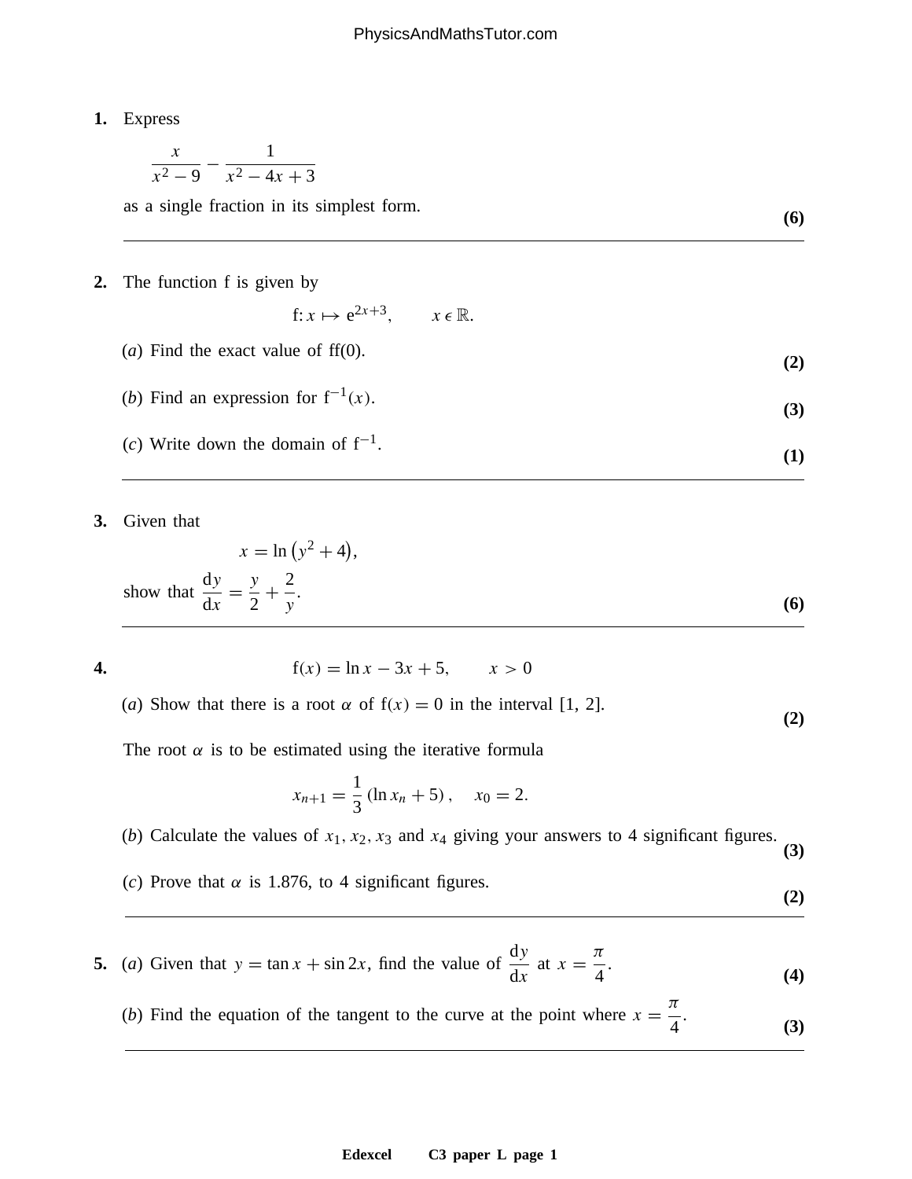**1.** Express

$$\frac{x}{x^2 - 9} - \frac{1}{x^2 - 4x + 3}$$

as a single fraction in its simplest form. **(6)**

---

**2.** The function f is given by

$$\text{f}: x \mapsto e^{2x+3}, \qquad x \in \mathbb{R}.$$

(*a*) Find the exact value of ff(0). **(2)**

(*b*) Find an expression for $\text{f}^{-1}(x)$. **(3)**

(*c*) Write down the domain of $\text{f}^{-1}$. **(1)**

---

**3.** Given that

$$x = \ln\left(y^2 + 4\right),$$

show that $\dfrac{\mathrm{d}y}{\mathrm{d}x} = \dfrac{y}{2} + \dfrac{2}{y}$. **(6)**

---

**4.**

$$\text{f}(x) = \ln x - 3x + 5, \qquad x > 0$$

(*a*) Show that there is a root $\alpha$ of $\text{f}(x) = 0$ in the interval [1, 2]. **(2)**

The root $\alpha$ is to be estimated using the iterative formula

$$x_{n+1} = \frac{1}{3}(\ln x_n + 5), \quad x_0 = 2.$$

(*b*) Calculate the values of $x_1, x_2, x_3$ and $x_4$ giving your answers to 4 significant figures. **(3)**

(*c*) Prove that $\alpha$ is 1.876, to 4 significant figures. **(2)**

---

**5.** (*a*) Given that $y = \tan x + \sin 2x$, find the value of $\dfrac{\mathrm{d}y}{\mathrm{d}x}$ at $x = \dfrac{\pi}{4}$. **(4)**

(*b*) Find the equation of the tangent to the curve at the point where $x = \dfrac{\pi}{4}$. **(3)**

---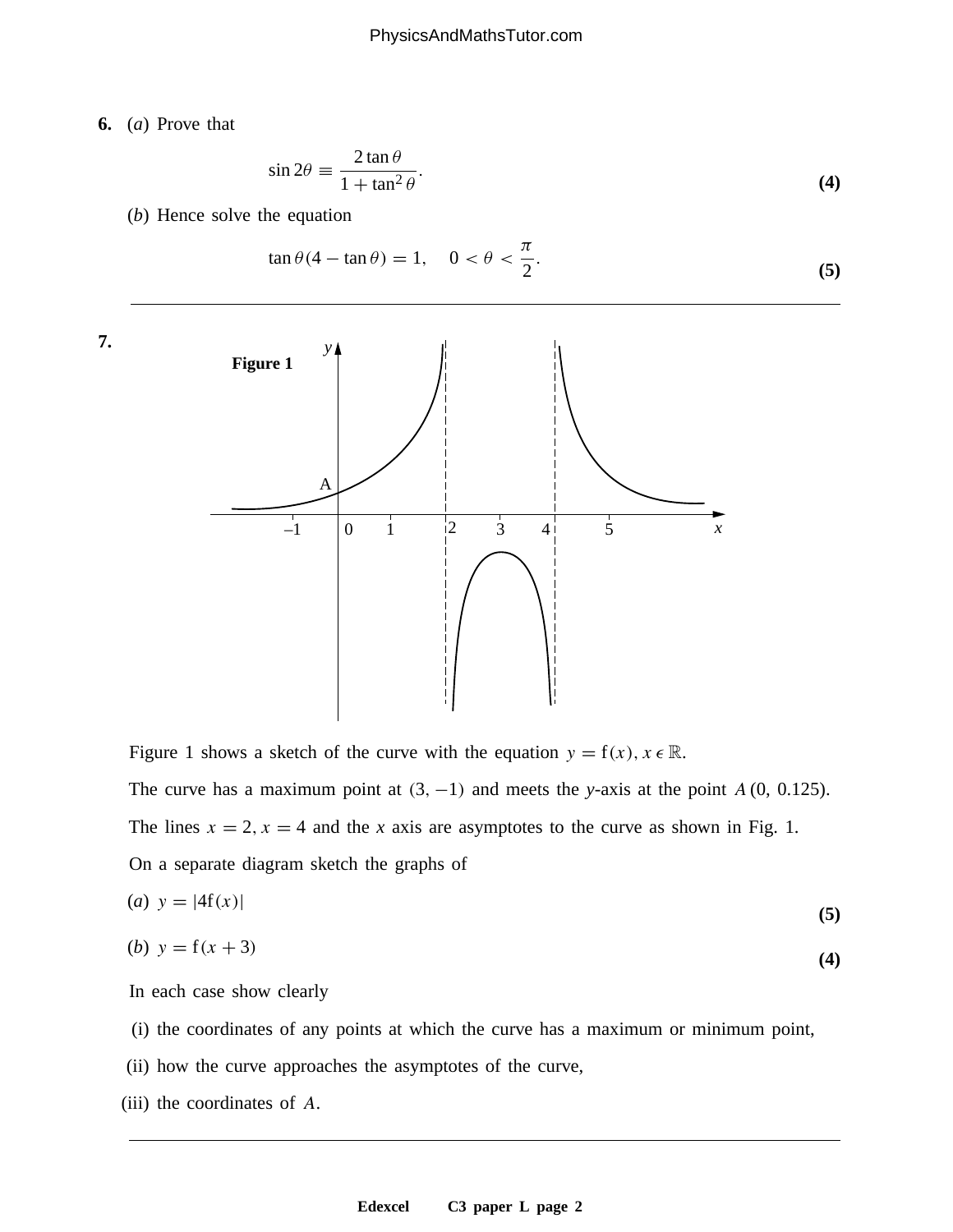**6.** (*a*) Prove that

$$\sin 2\theta \equiv \frac{2\tan\theta}{1+\tan^2\theta}.$$

**(4)**

(*b*) Hence solve the equation

$$\tan\theta(4-\tan\theta)=1, \quad 0<\theta<\frac{\pi}{2}.$$

**(5)**

---

**7.**

**Figure 1**

Figure 1 shows a sketch of the curve with the equation $y = \mathrm{f}(x), x \in \mathbb{R}$.

The curve has a maximum point at $(3, -1)$ and meets the *y*-axis at the point $A\,(0,\ 0.125)$.

The lines $x = 2, x = 4$ and the $x$ axis are asymptotes to the curve as shown in Fig. 1.

On a separate diagram sketch the graphs of

(*a*) $y = |4\mathrm{f}(x)|$ **(5)**

(*b*) $y = \mathrm{f}(x+3)$ **(4)**

In each case show clearly

(i) the coordinates of any points at which the curve has a maximum or minimum point,

(ii) how the curve approaches the asymptotes of the curve,

(iii) the coordinates of $A$.

---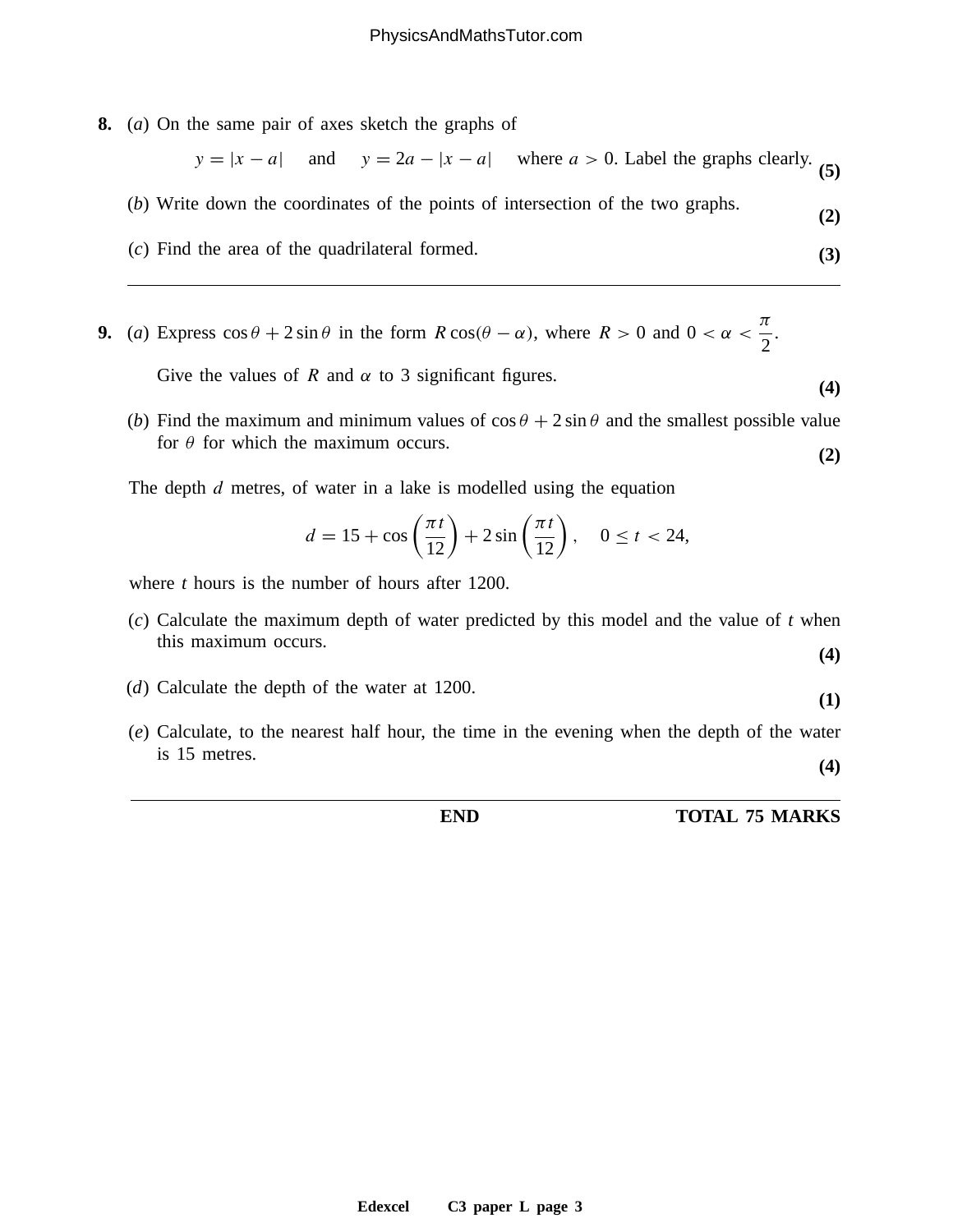**8.** (*a*) On the same pair of axes sketch the graphs of

$$y = |x - a| \quad \text{and} \quad y = 2a - |x - a| \quad \text{where } a > 0.$$ Label the graphs clearly. **(5)**

(*b*) Write down the coordinates of the points of intersection of the two graphs. **(2)**

(*c*) Find the area of the quadrilateral formed. **(3)**

---

**9.** (*a*) Express $\cos\theta + 2\sin\theta$ in the form $R\cos(\theta - \alpha)$, where $R > 0$ and $0 < \alpha < \dfrac{\pi}{2}$.

Give the values of $R$ and $\alpha$ to 3 significant figures. **(4)**

(*b*) Find the maximum and minimum values of $\cos\theta + 2\sin\theta$ and the smallest possible value for $\theta$ for which the maximum occurs. **(2)**

The depth $d$ metres, of water in a lake is modelled using the equation

$$d = 15 + \cos\left(\frac{\pi t}{12}\right) + 2\sin\left(\frac{\pi t}{12}\right), \quad 0 \le t < 24,$$

where $t$ hours is the number of hours after 1200.

(*c*) Calculate the maximum depth of water predicted by this model and the value of $t$ when this maximum occurs. **(4)**

(*d*) Calculate the depth of the water at 1200. **(1)**

(*e*) Calculate, to the nearest half hour, the time in the evening when the depth of the water is 15 metres. **(4)**

---

**END** **TOTAL 75 MARKS**